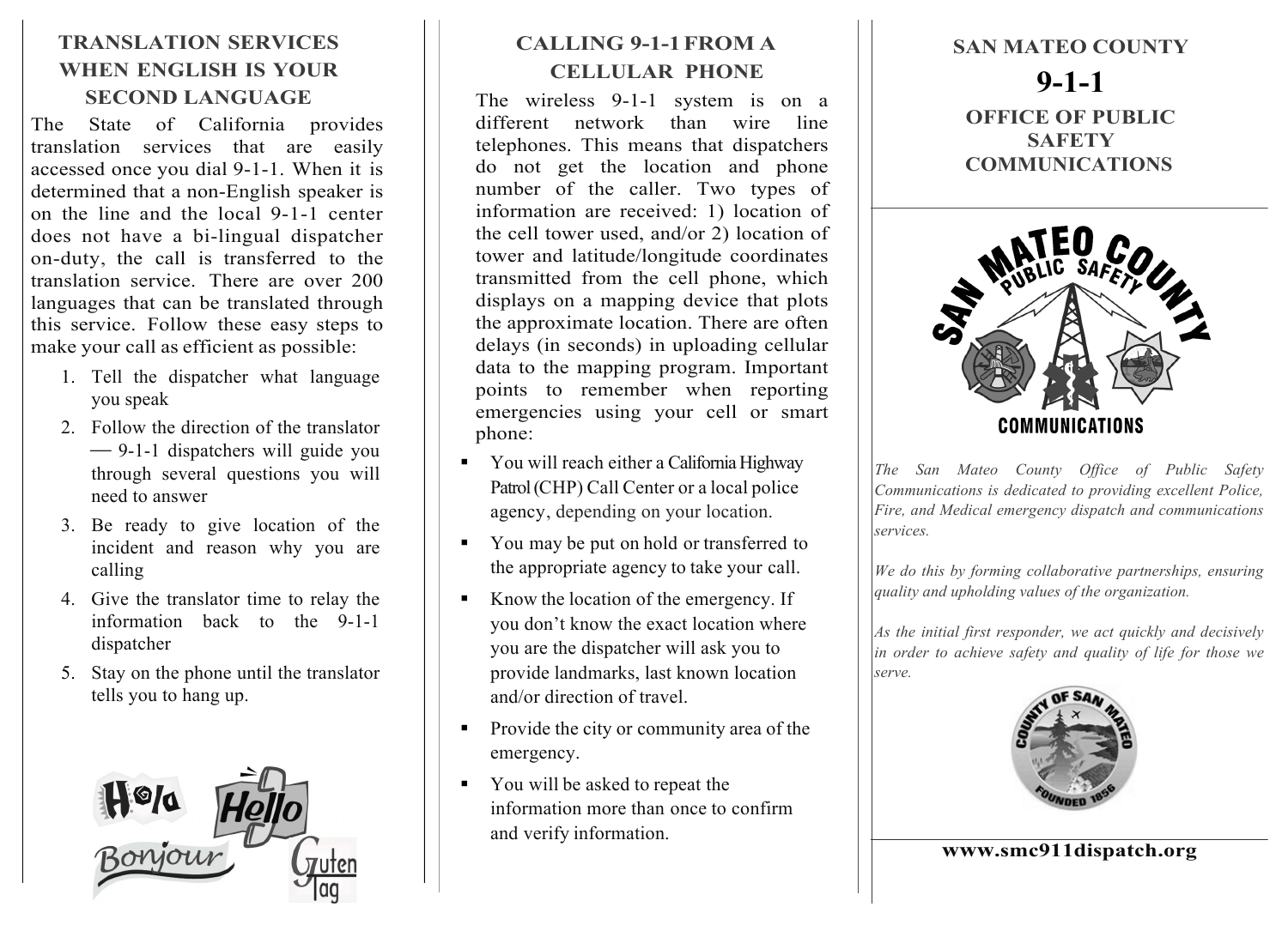## TRANSLATION SERVICES WHEN ENGLISH IS YOUR SECOND LANGUAGE

The State of California provides translation services that are easily accessed once you dial 9-1-1. When it is determined that a non-English speaker is on the line and the local 9-1-1 center does not have a bi-lingual dispatcher on-duty, the call is transferred to the translation service. There are over 200 languages that can be translated through this service. Follow these easy steps to make your call as efficient as possible:

1. Tell the dispatcher what language you speak
2. Follow the direction of the translator — 9-1-1 dispatchers will guide you through several questions you will need to answer
3. Be ready to give location of the incident and reason why you are calling
4. Give the translator time to relay the information back to the 9-1-1 dispatcher
5. Stay on the phone until the translator tells you to hang up.

## CALLING 9-1-1 FROM A CELLULAR PHONE

The wireless 9-1-1 system is on a different network than wire line telephones. This means that dispatchers do not get the location and phone number of the caller. Two types of information are received: 1) location of the cell tower used, and/or 2) location of tower and latitude/longitude coordinates transmitted from the cell phone, which displays on a mapping device that plots the approximate location. There are often delays (in seconds) in uploading cellular data to the mapping program. Important points to remember when reporting emergencies using your cell or smart phone:

- You will reach either a California Highway Patrol (CHP) Call Center or a local police agency, depending on your location.
- You may be put on hold or transferred to the appropriate agency to take your call.
- Know the location of the emergency. If you don't know the exact location where you are the dispatcher will ask you to provide landmarks, last known location and/or direction of travel.
- Provide the city or community area of the emergency.
- You will be asked to repeat the information more than once to confirm and verify information.

# SAN MATEO COUNTY
# 9-1-1
## OFFICE OF PUBLIC SAFETY COMMUNICATIONS

*The San Mateo County Office of Public Safety Communications is dedicated to providing excellent Police, Fire, and Medical emergency dispatch and communications services.*

*We do this by forming collaborative partnerships, ensuring quality and upholding values of the organization.*

*As the initial first responder, we act quickly and decisively in order to achieve safety and quality of life for those we serve.*

**www.smc911dispatch.org**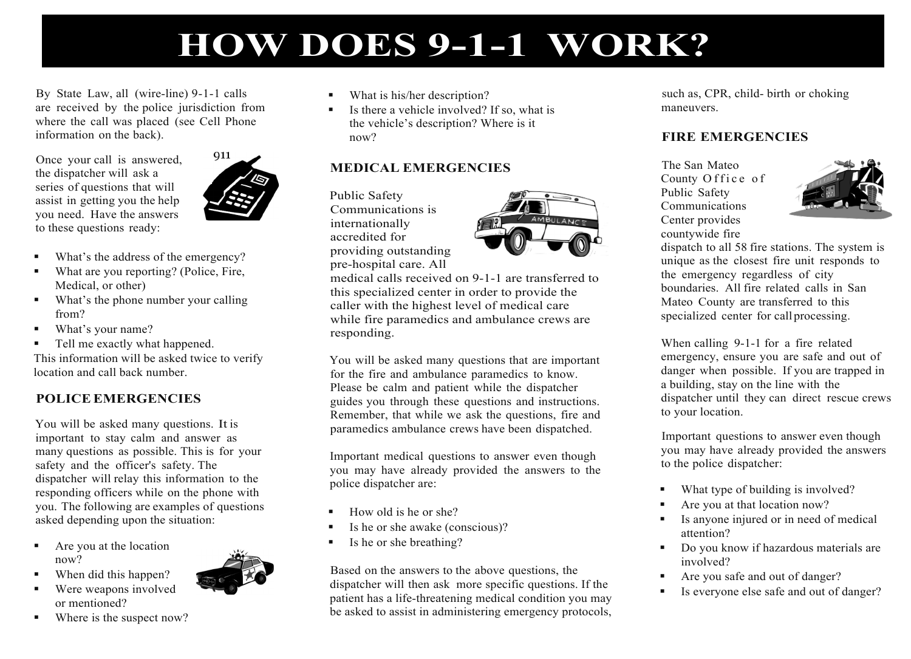# HOW DOES 9-1-1 WORK?

By State Law, all (wire-line) 9-1-1 calls are received by the police jurisdiction from where the call was placed (see Cell Phone information on the back).

Once your call is answered, the dispatcher will ask a series of questions that will assist in getting you the help you need. Have the answers to these questions ready:

- What's the address of the emergency?
- What are you reporting? (Police, Fire, Medical, or other)
- What's the phone number your calling from?
- What's your name?
- Tell me exactly what happened.

This information will be asked twice to verify location and call back number.

## POLICE EMERGENCIES

You will be asked many questions. It is important to stay calm and answer as many questions as possible. This is for your safety and the officer's safety. The dispatcher will relay this information to the responding officers while on the phone with you. The following are examples of questions asked depending upon the situation:

- Are you at the location now?
- When did this happen?
- Were weapons involved or mentioned?
- Where is the suspect now?
- What is his/her description?
- Is there a vehicle involved? If so, what is the vehicle's description? Where is it now?

## MEDICAL EMERGENCIES

Public Safety Communications is internationally accredited for providing outstanding pre-hospital care. All medical calls received on 9-1-1 are transferred to this specialized center in order to provide the caller with the highest level of medical care while fire paramedics and ambulance crews are responding.

You will be asked many questions that are important for the fire and ambulance paramedics to know. Please be calm and patient while the dispatcher guides you through these questions and instructions. Remember, that while we ask the questions, fire and paramedics ambulance crews have been dispatched.

Important medical questions to answer even though you may have already provided the answers to the police dispatcher are:

- How old is he or she?
- Is he or she awake (conscious)?
- Is he or she breathing?

Based on the answers to the above questions, the dispatcher will then ask more specific questions. If the patient has a life-threatening medical condition you may be asked to assist in administering emergency protocols, such as, CPR, child- birth or choking maneuvers.

## FIRE EMERGENCIES

The San Mateo County Office of Public Safety Communications Center provides countywide fire dispatch to all 58 fire stations. The system is unique as the closest fire unit responds to the emergency regardless of city boundaries. All fire related calls in San Mateo County are transferred to this specialized center for call processing.

When calling 9-1-1 for a fire related emergency, ensure you are safe and out of danger when possible. If you are trapped in a building, stay on the line with the dispatcher until they can direct rescue crews to your location.

Important questions to answer even though you may have already provided the answers to the police dispatcher:

- What type of building is involved?
- Are you at that location now?
- Is anyone injured or in need of medical attention?
- Do you know if hazardous materials are involved?
- Are you safe and out of danger?
- Is everyone else safe and out of danger?